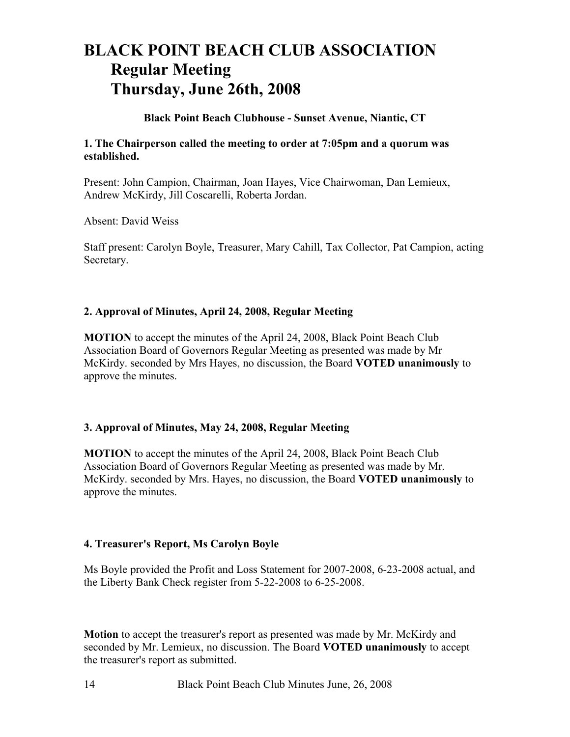# BLACK POINT BEACH CLUB ASSOCIATION
## Regular Meeting
## Thursday, June 26th, 2008

**Black Point Beach Clubhouse - Sunset Avenue, Niantic, CT**

**1. The Chairperson called the meeting to order at 7:05pm and a quorum was established.**

Present: John Campion, Chairman, Joan Hayes, Vice Chairwoman, Dan Lemieux, Andrew McKirdy, Jill Coscarelli, Roberta Jordan.

Absent: David Weiss

Staff present: Carolyn Boyle, Treasurer, Mary Cahill, Tax Collector, Pat Campion, acting Secretary.

**2. Approval of Minutes, April 24, 2008, Regular Meeting**

**MOTION** to accept the minutes of the April 24, 2008, Black Point Beach Club Association Board of Governors Regular Meeting as presented was made by Mr McKirdy. seconded by Mrs Hayes, no discussion, the Board **VOTED unanimously** to approve the minutes.

**3. Approval of Minutes, May 24, 2008, Regular Meeting**

**MOTION** to accept the minutes of the April 24, 2008, Black Point Beach Club Association Board of Governors Regular Meeting as presented was made by Mr. McKirdy. seconded by Mrs. Hayes, no discussion, the Board **VOTED unanimously** to approve the minutes.

**4. Treasurer's Report, Ms Carolyn Boyle**

Ms Boyle provided the Profit and Loss Statement for 2007-2008, 6-23-2008 actual, and the Liberty Bank Check register from 5-22-2008 to 6-25-2008.

**Motion** to accept the treasurer's report as presented was made by Mr. McKirdy and seconded by Mr. Lemieux, no discussion. The Board **VOTED unanimously** to accept the treasurer's report as submitted.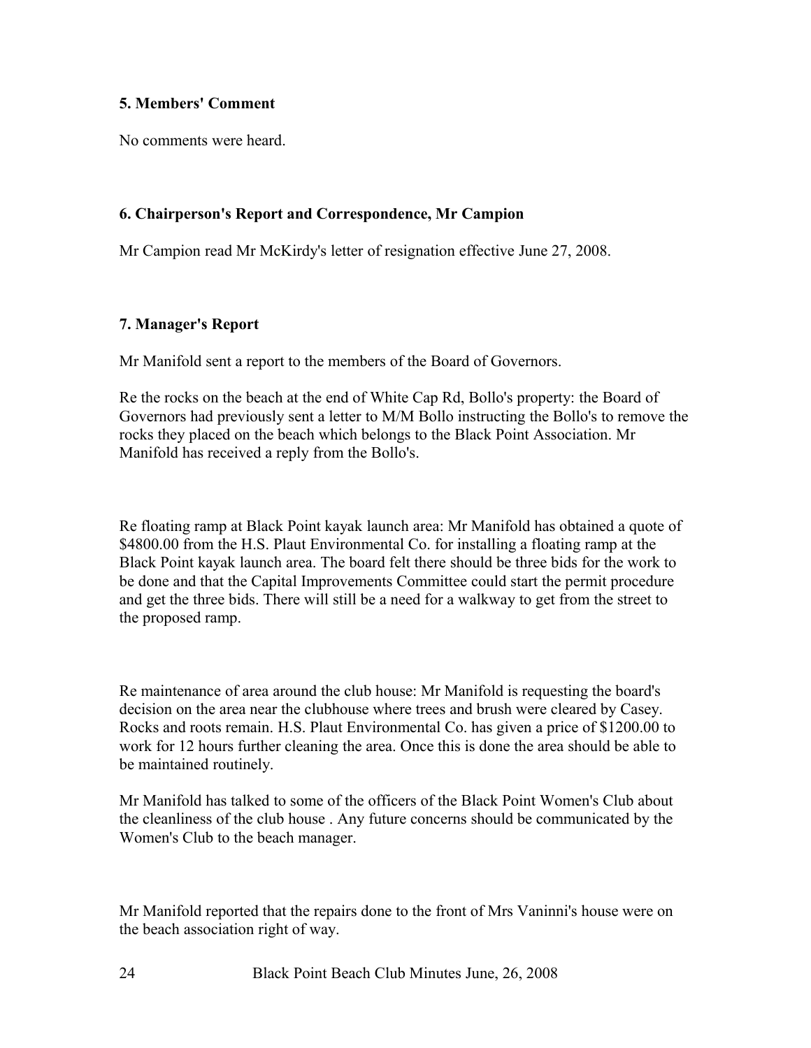**5. Members' Comment**

No comments were heard.

**6. Chairperson's Report and Correspondence, Mr Campion**

Mr Campion read Mr McKirdy's letter of resignation effective June 27, 2008.

**7. Manager's Report**

Mr Manifold sent a report to the members of the Board of Governors.

Re the rocks on the beach at the end of White Cap Rd, Bollo's property: the Board of Governors had previously sent a letter to M/M Bollo instructing the Bollo's to remove the rocks they placed on the beach which belongs to the Black Point Association. Mr Manifold has received a reply from the Bollo's.

Re floating ramp at Black Point kayak launch area: Mr Manifold has obtained a quote of $4800.00 from the H.S. Plaut Environmental Co. for installing a floating ramp at the Black Point kayak launch area. The board felt there should be three bids for the work to be done and that the Capital Improvements Committee could start the permit procedure and get the three bids. There will still be a need for a walkway to get from the street to the proposed ramp.

Re maintenance of area around the club house: Mr Manifold is requesting the board's decision on the area near the clubhouse where trees and brush were cleared by Casey. Rocks and roots remain. H.S. Plaut Environmental Co. has given a price of $1200.00 to work for 12 hours further cleaning the area. Once this is done the area should be able to be maintained routinely.

Mr Manifold has talked to some of the officers of the Black Point Women's Club about the cleanliness of the club house . Any future concerns should be communicated by the Women's Club to the beach manager.

Mr Manifold reported that the repairs done to the front of Mrs Vaninni's house were on the beach association right of way.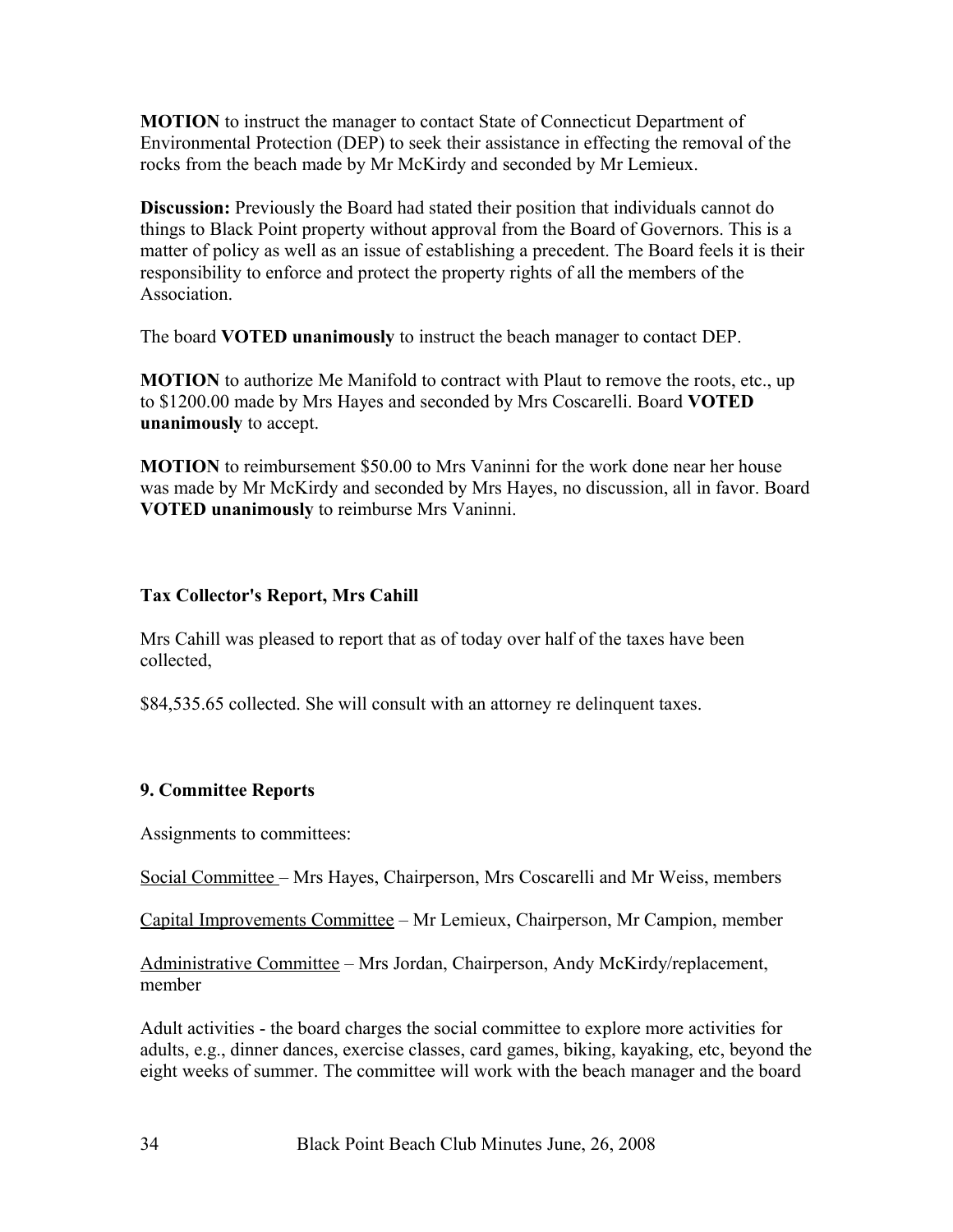**MOTION** to instruct the manager to contact State of Connecticut Department of Environmental Protection (DEP) to seek their assistance in effecting the removal of the rocks from the beach made by Mr McKirdy and seconded by Mr Lemieux.

**Discussion:** Previously the Board had stated their position that individuals cannot do things to Black Point property without approval from the Board of Governors. This is a matter of policy as well as an issue of establishing a precedent. The Board feels it is their responsibility to enforce and protect the property rights of all the members of the Association.

The board **VOTED unanimously** to instruct the beach manager to contact DEP.

**MOTION** to authorize Me Manifold to contract with Plaut to remove the roots, etc., up to $1200.00 made by Mrs Hayes and seconded by Mrs Coscarelli. Board **VOTED unanimously** to accept.

**MOTION** to reimbursement $50.00 to Mrs Vaninni for the work done near her house was made by Mr McKirdy and seconded by Mrs Hayes, no discussion, all in favor. Board **VOTED unanimously** to reimburse Mrs Vaninni.

### Tax Collector's Report, Mrs Cahill

Mrs Cahill was pleased to report that as of today over half of the taxes have been collected,

$84,535.65 collected. She will consult with an attorney re delinquent taxes.

### 9. Committee Reports

Assignments to committees:

Social Committee – Mrs Hayes, Chairperson, Mrs Coscarelli and Mr Weiss, members

Capital Improvements Committee – Mr Lemieux, Chairperson, Mr Campion, member

Administrative Committee – Mrs Jordan, Chairperson, Andy McKirdy/replacement, member

Adult activities - the board charges the social committee to explore more activities for adults, e.g., dinner dances, exercise classes, card games, biking, kayaking, etc, beyond the eight weeks of summer. The committee will work with the beach manager and the board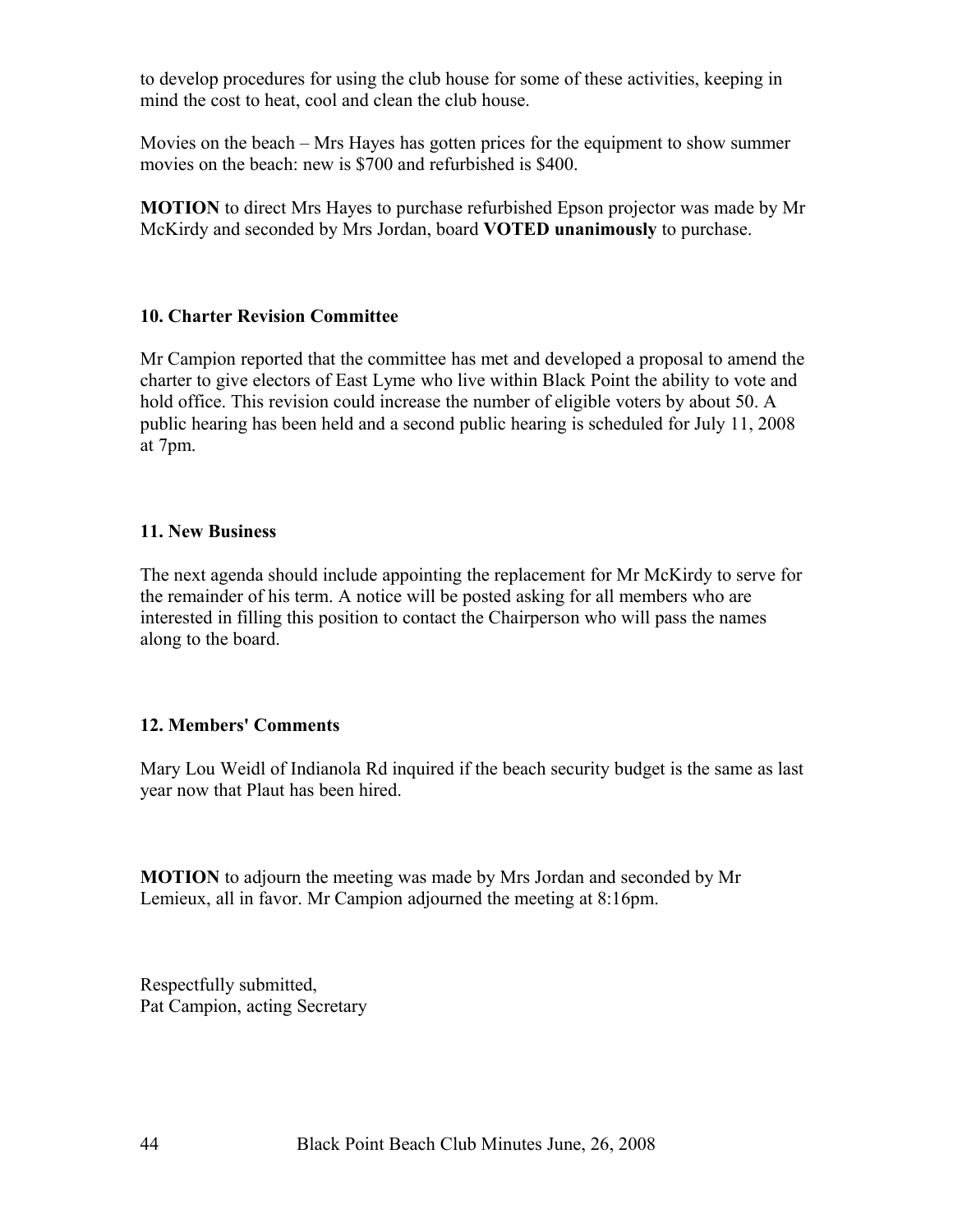to develop procedures for using the club house for some of these activities, keeping in mind the cost to heat, cool and clean the club house.

Movies on the beach – Mrs Hayes has gotten prices for the equipment to show summer movies on the beach: new is $700 and refurbished is $400.

**MOTION** to direct Mrs Hayes to purchase refurbished Epson projector was made by Mr McKirdy and seconded by Mrs Jordan, board **VOTED unanimously** to purchase.

### 10. Charter Revision Committee

Mr Campion reported that the committee has met and developed a proposal to amend the charter to give electors of East Lyme who live within Black Point the ability to vote and hold office. This revision could increase the number of eligible voters by about 50. A public hearing has been held and a second public hearing is scheduled for July 11, 2008 at 7pm.

### 11. New Business

The next agenda should include appointing the replacement for Mr McKirdy to serve for the remainder of his term. A notice will be posted asking for all members who are interested in filling this position to contact the Chairperson who will pass the names along to the board.

### 12. Members' Comments

Mary Lou Weidl of Indianola Rd inquired if the beach security budget is the same as last year now that Plaut has been hired.

**MOTION** to adjourn the meeting was made by Mrs Jordan and seconded by Mr Lemieux, all in favor. Mr Campion adjourned the meeting at 8:16pm.

Respectfully submitted,
Pat Campion, acting Secretary